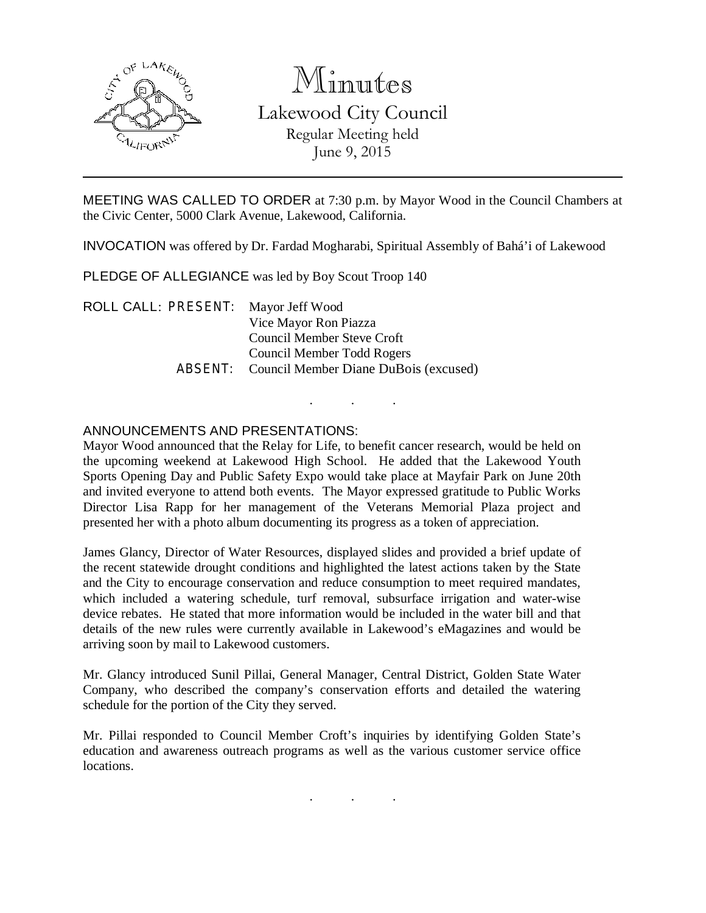# Minutes

## Lakewood City Council

Regular Meeting held
June 9, 2015

---

MEETING WAS CALLED TO ORDER at 7:30 p.m. by Mayor Wood in the Council Chambers at the Civic Center, 5000 Clark Avenue, Lakewood, California.

INVOCATION was offered by Dr. Fardad Mogharabi, Spiritual Assembly of Bahá'i of Lakewood

PLEDGE OF ALLEGIANCE was led by Boy Scout Troop 140

ROLL CALL: PRESENT: Mayor Jeff Wood
Vice Mayor Ron Piazza
Council Member Steve Croft
Council Member Todd Rogers
ABSENT: Council Member Diane DuBois (excused)

. . .

ANNOUNCEMENTS AND PRESENTATIONS:

Mayor Wood announced that the Relay for Life, to benefit cancer research, would be held on the upcoming weekend at Lakewood High School. He added that the Lakewood Youth Sports Opening Day and Public Safety Expo would take place at Mayfair Park on June 20th and invited everyone to attend both events. The Mayor expressed gratitude to Public Works Director Lisa Rapp for her management of the Veterans Memorial Plaza project and presented her with a photo album documenting its progress as a token of appreciation.

James Glancy, Director of Water Resources, displayed slides and provided a brief update of the recent statewide drought conditions and highlighted the latest actions taken by the State and the City to encourage conservation and reduce consumption to meet required mandates, which included a watering schedule, turf removal, subsurface irrigation and water-wise device rebates. He stated that more information would be included in the water bill and that details of the new rules were currently available in Lakewood's eMagazines and would be arriving soon by mail to Lakewood customers.

Mr. Glancy introduced Sunil Pillai, General Manager, Central District, Golden State Water Company, who described the company's conservation efforts and detailed the watering schedule for the portion of the City they served.

Mr. Pillai responded to Council Member Croft's inquiries by identifying Golden State's education and awareness outreach programs as well as the various customer service office locations.

. . .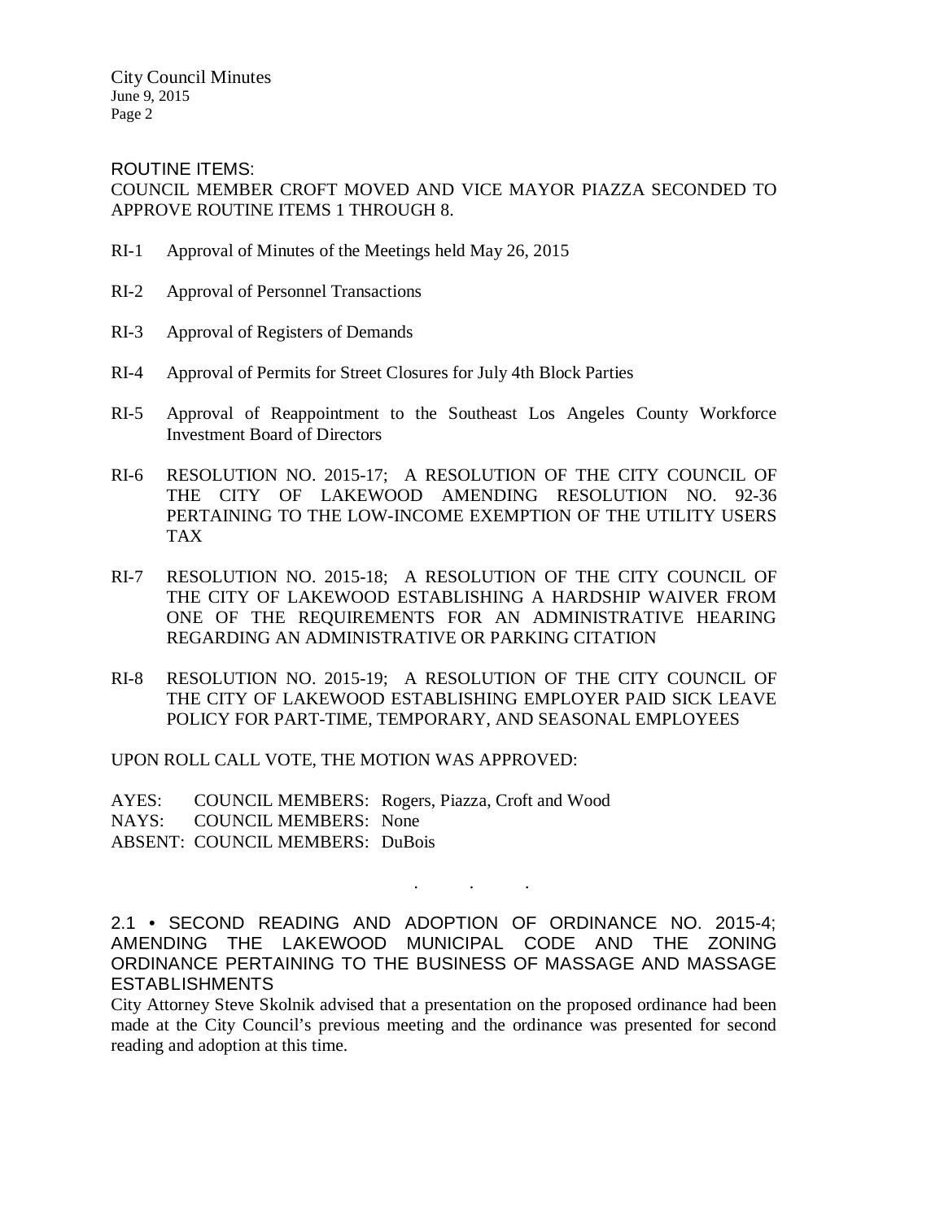ROUTINE ITEMS:

COUNCIL MEMBER CROFT MOVED AND VICE MAYOR PIAZZA SECONDED TO APPROVE ROUTINE ITEMS 1 THROUGH 8.

RI-1 Approval of Minutes of the Meetings held May 26, 2015

RI-2 Approval of Personnel Transactions

RI-3 Approval of Registers of Demands

RI-4 Approval of Permits for Street Closures for July 4th Block Parties

RI-5 Approval of Reappointment to the Southeast Los Angeles County Workforce Investment Board of Directors

RI-6 RESOLUTION NO. 2015-17; A RESOLUTION OF THE CITY COUNCIL OF THE CITY OF LAKEWOOD AMENDING RESOLUTION NO. 92-36 PERTAINING TO THE LOW-INCOME EXEMPTION OF THE UTILITY USERS TAX

RI-7 RESOLUTION NO. 2015-18; A RESOLUTION OF THE CITY COUNCIL OF THE CITY OF LAKEWOOD ESTABLISHING A HARDSHIP WAIVER FROM ONE OF THE REQUIREMENTS FOR AN ADMINISTRATIVE HEARING REGARDING AN ADMINISTRATIVE OR PARKING CITATION

RI-8 RESOLUTION NO. 2015-19; A RESOLUTION OF THE CITY COUNCIL OF THE CITY OF LAKEWOOD ESTABLISHING EMPLOYER PAID SICK LEAVE POLICY FOR PART-TIME, TEMPORARY, AND SEASONAL EMPLOYEES

UPON ROLL CALL VOTE, THE MOTION WAS APPROVED:

AYES: COUNCIL MEMBERS: Rogers, Piazza, Croft and Wood
NAYS: COUNCIL MEMBERS: None
ABSENT: COUNCIL MEMBERS: DuBois

. . .

2.1 • SECOND READING AND ADOPTION OF ORDINANCE NO. 2015-4; AMENDING THE LAKEWOOD MUNICIPAL CODE AND THE ZONING ORDINANCE PERTAINING TO THE BUSINESS OF MASSAGE AND MASSAGE ESTABLISHMENTS

City Attorney Steve Skolnik advised that a presentation on the proposed ordinance had been made at the City Council's previous meeting and the ordinance was presented for second reading and adoption at this time.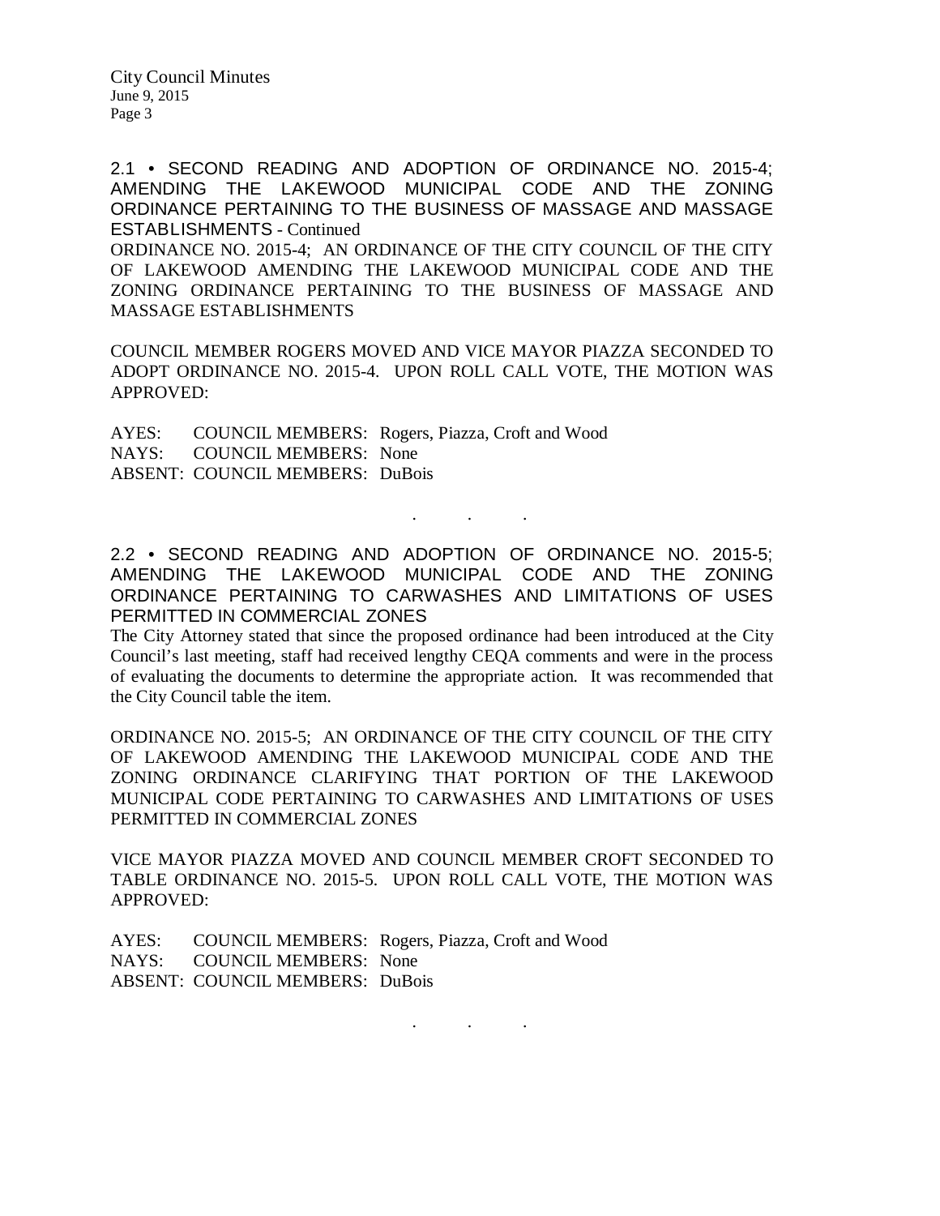2.1 • SECOND READING AND ADOPTION OF ORDINANCE NO. 2015-4; AMENDING THE LAKEWOOD MUNICIPAL CODE AND THE ZONING ORDINANCE PERTAINING TO THE BUSINESS OF MASSAGE AND MASSAGE ESTABLISHMENTS - Continued

ORDINANCE NO. 2015-4; AN ORDINANCE OF THE CITY COUNCIL OF THE CITY OF LAKEWOOD AMENDING THE LAKEWOOD MUNICIPAL CODE AND THE ZONING ORDINANCE PERTAINING TO THE BUSINESS OF MASSAGE AND MASSAGE ESTABLISHMENTS

COUNCIL MEMBER ROGERS MOVED AND VICE MAYOR PIAZZA SECONDED TO ADOPT ORDINANCE NO. 2015-4. UPON ROLL CALL VOTE, THE MOTION WAS APPROVED:

AYES: COUNCIL MEMBERS: Rogers, Piazza, Croft and Wood
NAYS: COUNCIL MEMBERS: None
ABSENT: COUNCIL MEMBERS: DuBois

. . .

2.2 • SECOND READING AND ADOPTION OF ORDINANCE NO. 2015-5; AMENDING THE LAKEWOOD MUNICIPAL CODE AND THE ZONING ORDINANCE PERTAINING TO CARWASHES AND LIMITATIONS OF USES PERMITTED IN COMMERCIAL ZONES

The City Attorney stated that since the proposed ordinance had been introduced at the City Council's last meeting, staff had received lengthy CEQA comments and were in the process of evaluating the documents to determine the appropriate action. It was recommended that the City Council table the item.

ORDINANCE NO. 2015-5; AN ORDINANCE OF THE CITY COUNCIL OF THE CITY OF LAKEWOOD AMENDING THE LAKEWOOD MUNICIPAL CODE AND THE ZONING ORDINANCE CLARIFYING THAT PORTION OF THE LAKEWOOD MUNICIPAL CODE PERTAINING TO CARWASHES AND LIMITATIONS OF USES PERMITTED IN COMMERCIAL ZONES

VICE MAYOR PIAZZA MOVED AND COUNCIL MEMBER CROFT SECONDED TO TABLE ORDINANCE NO. 2015-5. UPON ROLL CALL VOTE, THE MOTION WAS APPROVED:

AYES: COUNCIL MEMBERS: Rogers, Piazza, Croft and Wood
NAYS: COUNCIL MEMBERS: None
ABSENT: COUNCIL MEMBERS: DuBois

. . .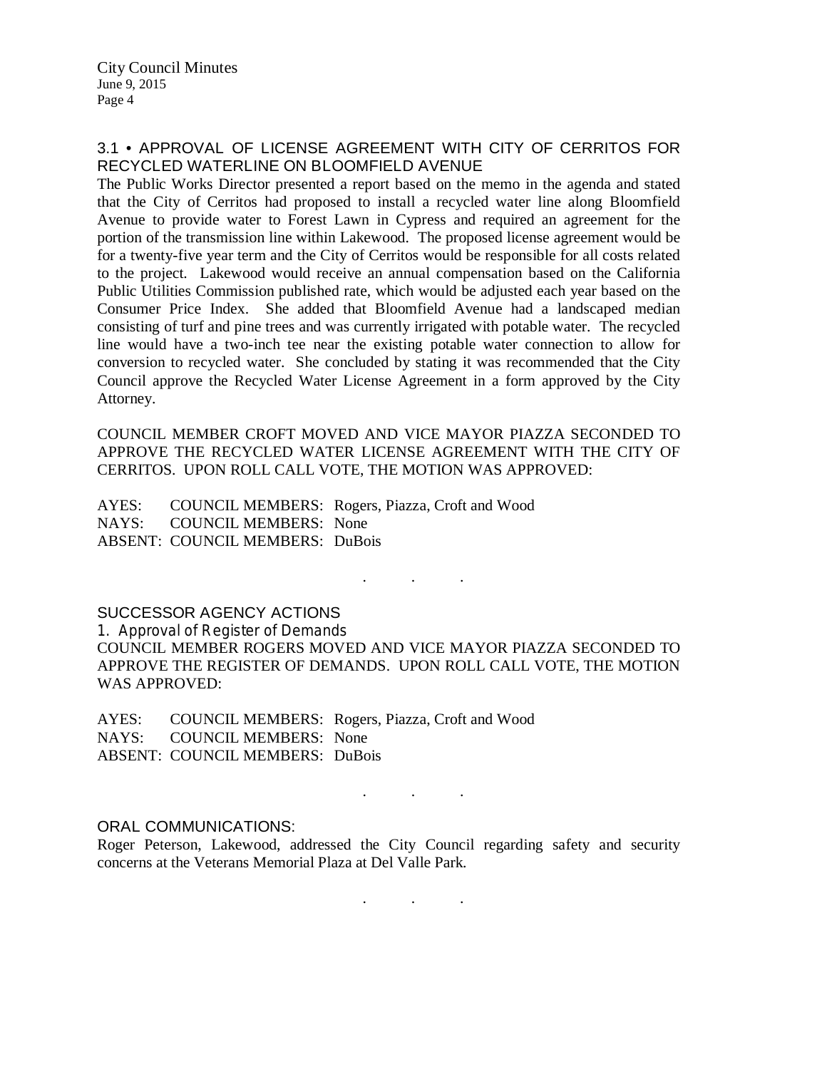### 3.1 • APPROVAL OF LICENSE AGREEMENT WITH CITY OF CERRITOS FOR RECYCLED WATERLINE ON BLOOMFIELD AVENUE

The Public Works Director presented a report based on the memo in the agenda and stated that the City of Cerritos had proposed to install a recycled water line along Bloomfield Avenue to provide water to Forest Lawn in Cypress and required an agreement for the portion of the transmission line within Lakewood. The proposed license agreement would be for a twenty-five year term and the City of Cerritos would be responsible for all costs related to the project. Lakewood would receive an annual compensation based on the California Public Utilities Commission published rate, which would be adjusted each year based on the Consumer Price Index. She added that Bloomfield Avenue had a landscaped median consisting of turf and pine trees and was currently irrigated with potable water. The recycled line would have a two-inch tee near the existing potable water connection to allow for conversion to recycled water. She concluded by stating it was recommended that the City Council approve the Recycled Water License Agreement in a form approved by the City Attorney.

COUNCIL MEMBER CROFT MOVED AND VICE MAYOR PIAZZA SECONDED TO APPROVE THE RECYCLED WATER LICENSE AGREEMENT WITH THE CITY OF CERRITOS. UPON ROLL CALL VOTE, THE MOTION WAS APPROVED:

AYES: COUNCIL MEMBERS: Rogers, Piazza, Croft and Wood
NAYS: COUNCIL MEMBERS: None
ABSENT: COUNCIL MEMBERS: DuBois

. . .

### SUCCESSOR AGENCY ACTIONS

*1. Approval of Register of Demands*

COUNCIL MEMBER ROGERS MOVED AND VICE MAYOR PIAZZA SECONDED TO APPROVE THE REGISTER OF DEMANDS. UPON ROLL CALL VOTE, THE MOTION WAS APPROVED:

AYES: COUNCIL MEMBERS: Rogers, Piazza, Croft and Wood
NAYS: COUNCIL MEMBERS: None
ABSENT: COUNCIL MEMBERS: DuBois

. . .

### ORAL COMMUNICATIONS:

Roger Peterson, Lakewood, addressed the City Council regarding safety and security concerns at the Veterans Memorial Plaza at Del Valle Park.

. . .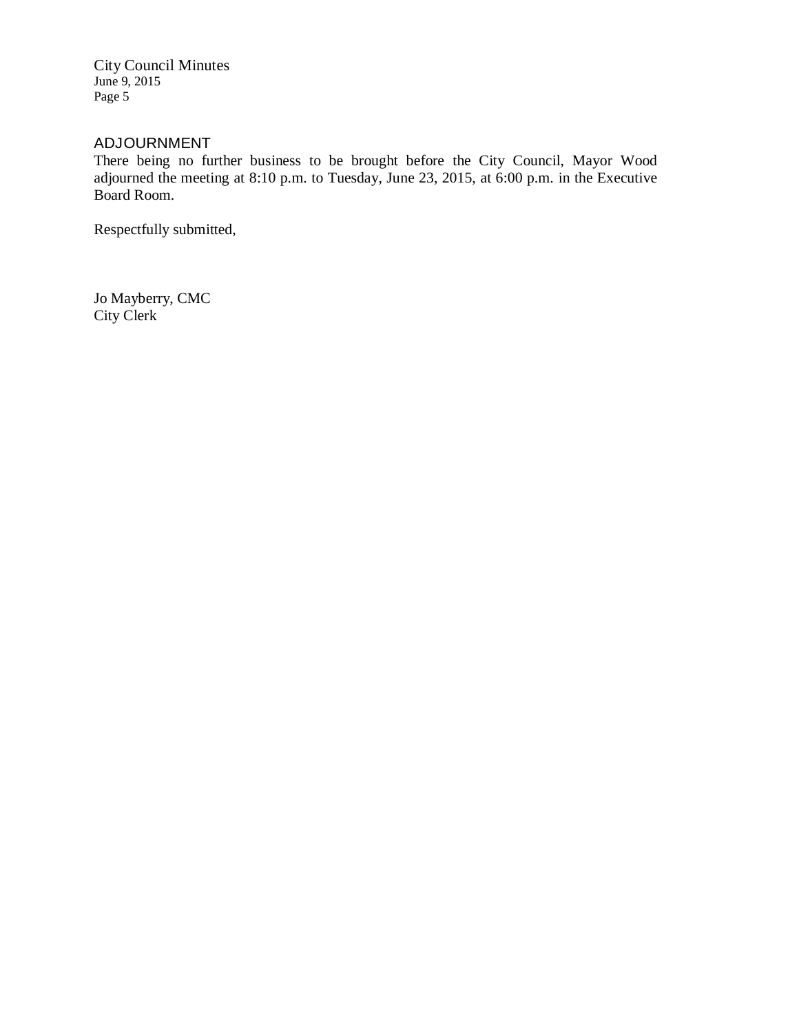## ADJOURNMENT

There being no further business to be brought before the City Council, Mayor Wood adjourned the meeting at 8:10 p.m. to Tuesday, June 23, 2015, at 6:00 p.m. in the Executive Board Room.

Respectfully submitted,

Jo Mayberry, CMC
City Clerk